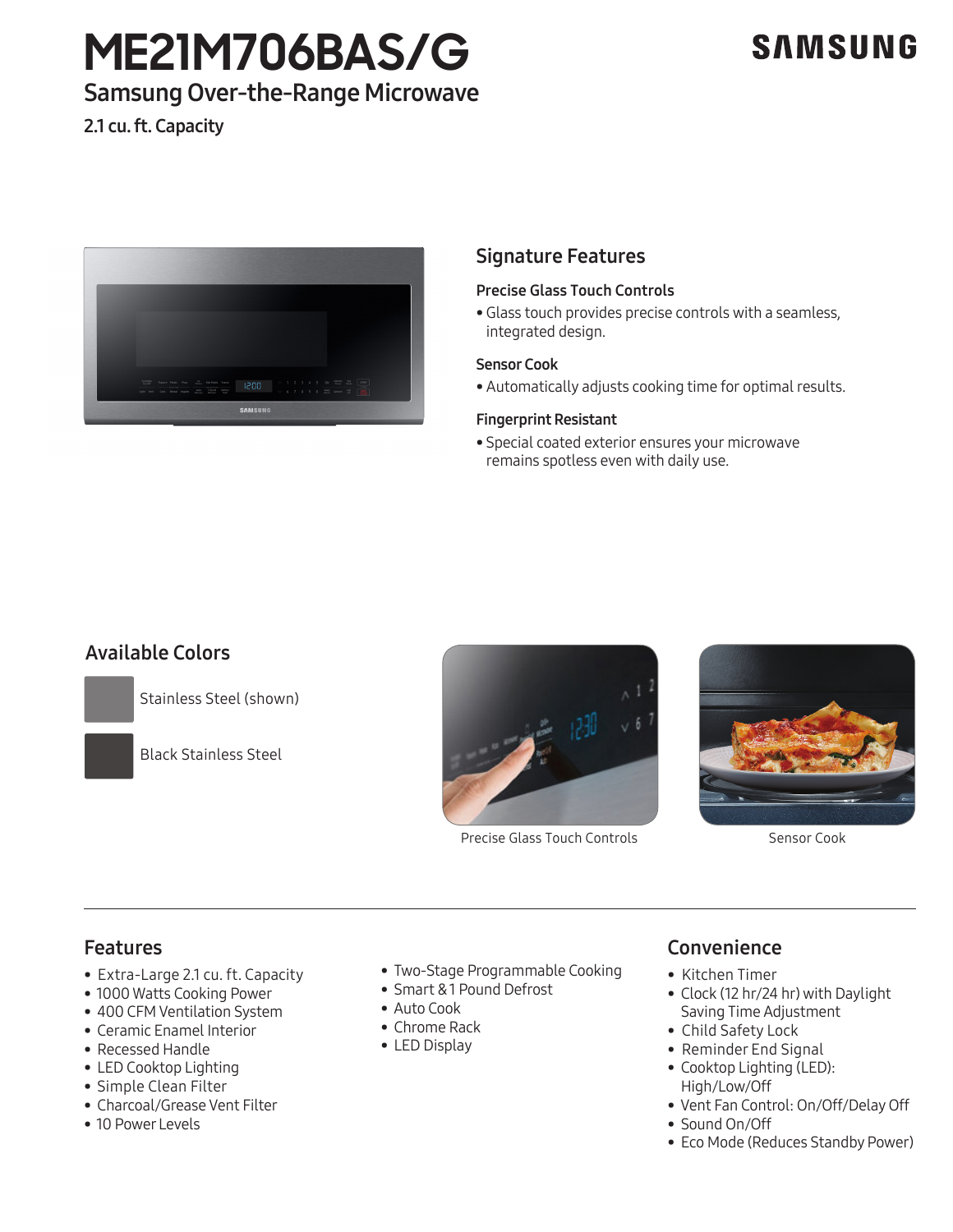# ME21M706BAS/G

SAMSUNG

## Samsung Over-the-Range Microwave

2.1 cu. ft. Capacity

## Signature Features

### Precise Glass Touch Controls

- Glass touch provides precise controls with a seamless, integrated design.

### Sensor Cook

- Automatically adjusts cooking time for optimal results.

### Fingerprint Resistant

- Special coated exterior ensures your microwave remains spotless even with daily use.

## Available Colors

- Stainless Steel (shown)
- Black Stainless Steel

Precise Glass Touch Controls

Sensor Cook

## Features

- Extra-Large 2.1 cu. ft. Capacity
- 1000 Watts Cooking Power
- 400 CFM Ventilation System
- Ceramic Enamel Interior
- Recessed Handle
- LED Cooktop Lighting
- Simple Clean Filter
- Charcoal/Grease Vent Filter
- 10 Power Levels
- Two-Stage Programmable Cooking
- Smart & 1 Pound Defrost
- Auto Cook
- Chrome Rack
- LED Display

## Convenience

- Kitchen Timer
- Clock (12 hr/24 hr) with Daylight Saving Time Adjustment
- Child Safety Lock
- Reminder End Signal
- Cooktop Lighting (LED): High/Low/Off
- Vent Fan Control: On/Off/Delay Off
- Sound On/Off
- Eco Mode (Reduces Standby Power)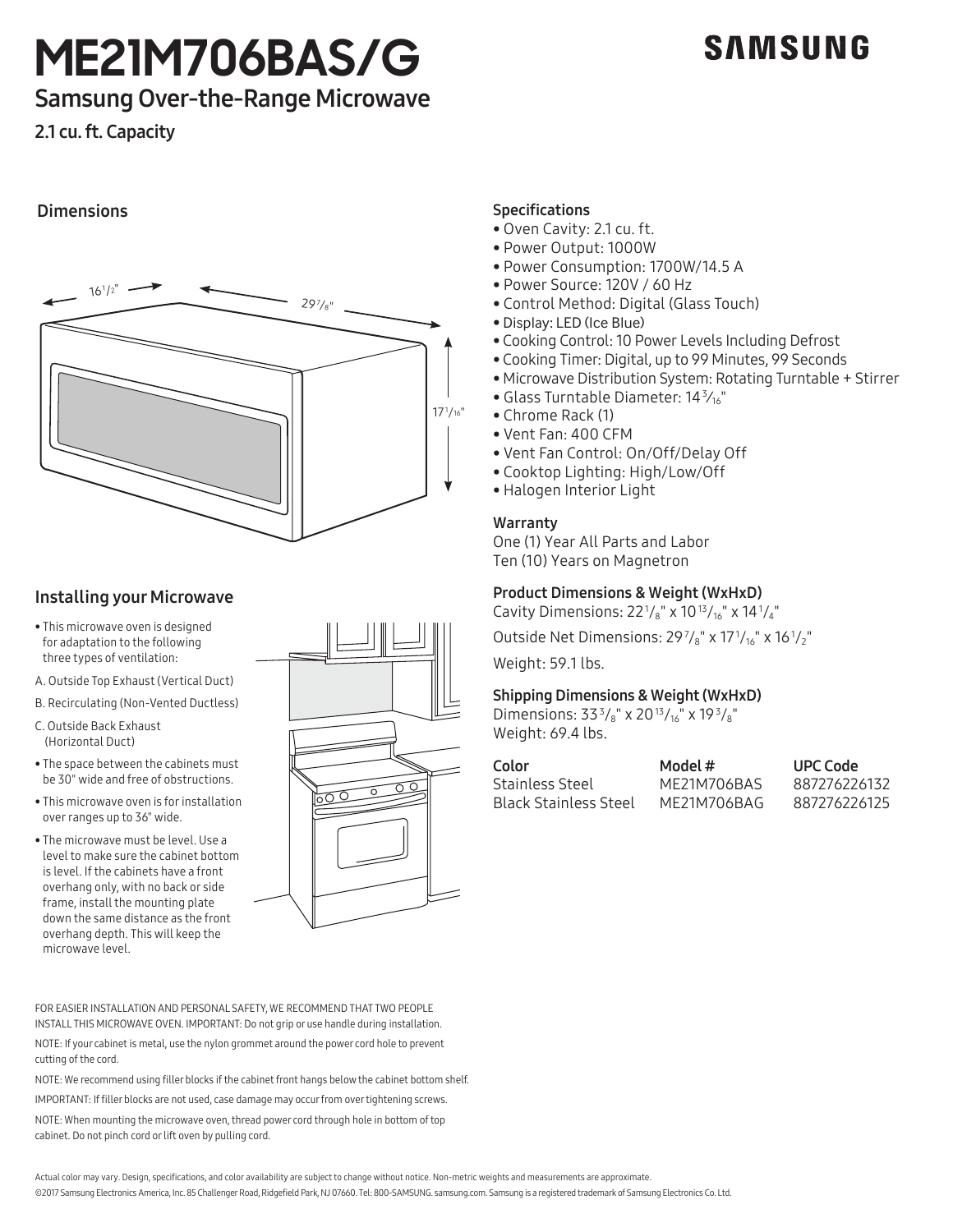# ME21M706BAS/G

SAMSUNG

## Samsung Over-the-Range Microwave

2.1 cu. ft. Capacity

### Dimensions

16 1/2"

29 7/8"

17 1/16"

### Installing your Microwave

- This microwave oven is designed for adaptation to the following three types of ventilation:

A. Outside Top Exhaust (Vertical Duct)

B. Recirculating (Non-Vented Ductless)

C. Outside Back Exhaust (Horizontal Duct)

- The space between the cabinets must be 30" wide and free of obstructions.
- This microwave oven is for installation over ranges up to 36" wide.
- The microwave must be level. Use a level to make sure the cabinet bottom is level. If the cabinets have a front overhang only, with no back or side frame, install the mounting plate down the same distance as the front overhang depth. This will keep the microwave level.

FOR EASIER INSTALLATION AND PERSONAL SAFETY, WE RECOMMEND THAT TWO PEOPLE INSTALL THIS MICROWAVE OVEN. IMPORTANT: Do not grip or use handle during installation.

NOTE: If your cabinet is metal, use the nylon grommet around the power cord hole to prevent cutting of the cord.

NOTE: We recommend using filler blocks if the cabinet front hangs below the cabinet bottom shelf.

IMPORTANT: If filler blocks are not used, case damage may occur from over tightening screws.

NOTE: When mounting the microwave oven, thread power cord through hole in bottom of top cabinet. Do not pinch cord or lift oven by pulling cord.

### Specifications

- Oven Cavity: 2.1 cu. ft.
- Power Output: 1000W
- Power Consumption: 1700W/14.5 A
- Power Source: 120V / 60 Hz
- Control Method: Digital (Glass Touch)
- Display: LED (Ice Blue)
- Cooking Control: 10 Power Levels Including Defrost
- Cooking Timer: Digital, up to 99 Minutes, 99 Seconds
- Microwave Distribution System: Rotating Turntable + Stirrer
- Glass Turntable Diameter: 14 3/16"
- Chrome Rack (1)
- Vent Fan: 400 CFM
- Vent Fan Control: On/Off/Delay Off
- Cooktop Lighting: High/Low/Off
- Halogen Interior Light

### Warranty

One (1) Year All Parts and Labor
Ten (10) Years on Magnetron

### Product Dimensions & Weight (WxHxD)

Cavity Dimensions: 22 1/8" x 10 13/16" x 14 1/4"

Outside Net Dimensions: 29 7/8" x 17 1/16" x 16 1/2"

Weight: 59.1 lbs.

### Shipping Dimensions & Weight (WxHxD)

Dimensions: 33 3/8" x 20 13/16" x 19 3/8"
Weight: 69.4 lbs.

| Color | Model # | UPC Code |
| --- | --- | --- |
| Stainless Steel | ME21M706BAS | 887276226132 |
| Black Stainless Steel | ME21M706BAG | 887276226125 |

Actual color may vary. Design, specifications, and color availability are subject to change without notice. Non-metric weights and measurements are approximate.

©2017 Samsung Electronics America, Inc. 85 Challenger Road, Ridgefield Park, NJ 07660. Tel: 800-SAMSUNG. samsung.com. Samsung is a registered trademark of Samsung Electronics Co. Ltd.